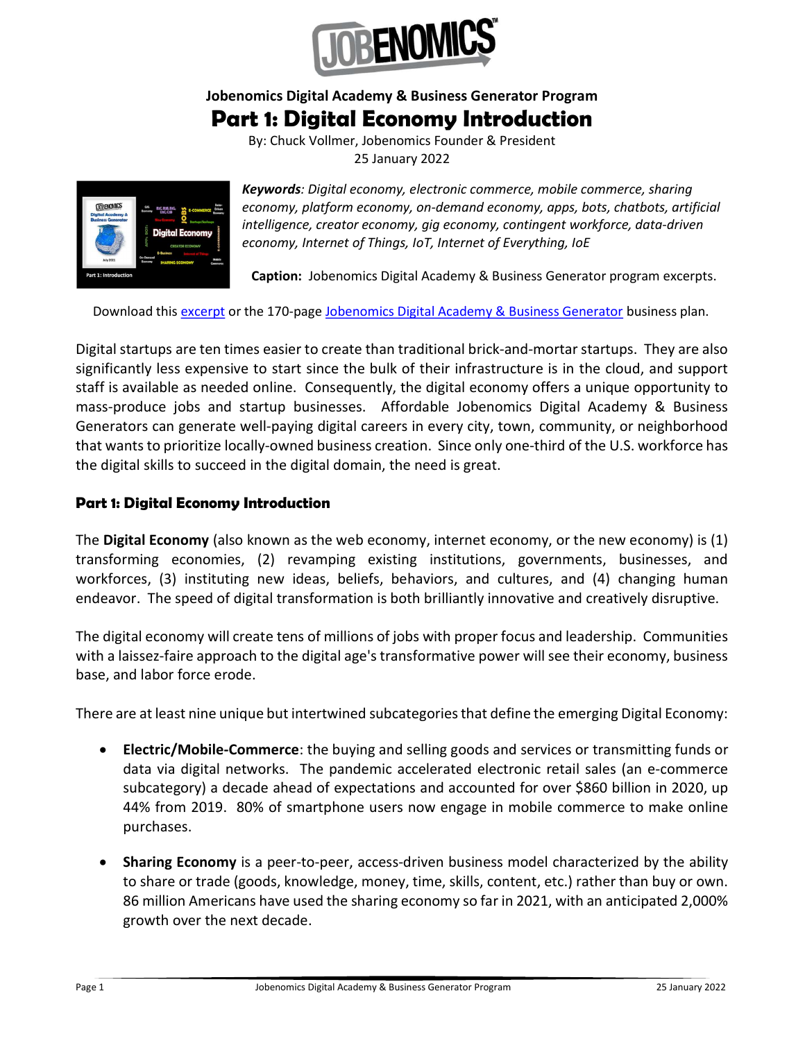# Jobenomics Digital Academy & Business Generator Program

# Part 1: Digital Economy Introduction

By: Chuck Vollmer, Jobenomics Founder & President
25 January 2022

***Keywords**: Digital economy, electronic commerce, mobile commerce, sharing economy, platform economy, on-demand economy, apps, bots, chatbots, artificial intelligence, creator economy, gig economy, contingent workforce, data-driven economy, Internet of Things, IoT, Internet of Everything, IoE*

**Caption:** Jobenomics Digital Academy & Business Generator program excerpts.

Download this excerpt or the 170-page Jobenomics Digital Academy & Business Generator business plan.

Digital startups are ten times easier to create than traditional brick-and-mortar startups. They are also significantly less expensive to start since the bulk of their infrastructure is in the cloud, and support staff is available as needed online. Consequently, the digital economy offers a unique opportunity to mass-produce jobs and startup businesses. Affordable Jobenomics Digital Academy & Business Generators can generate well-paying digital careers in every city, town, community, or neighborhood that wants to prioritize locally-owned business creation. Since only one-third of the U.S. workforce has the digital skills to succeed in the digital domain, the need is great.

## Part 1: Digital Economy Introduction

The **Digital Economy** (also known as the web economy, internet economy, or the new economy) is (1) transforming economies, (2) revamping existing institutions, governments, businesses, and workforces, (3) instituting new ideas, beliefs, behaviors, and cultures, and (4) changing human endeavor. The speed of digital transformation is both brilliantly innovative and creatively disruptive.

The digital economy will create tens of millions of jobs with proper focus and leadership. Communities with a laissez-faire approach to the digital age's transformative power will see their economy, business base, and labor force erode.

There are at least nine unique but intertwined subcategories that define the emerging Digital Economy:

- **Electric/Mobile-Commerce**: the buying and selling goods and services or transmitting funds or data via digital networks. The pandemic accelerated electronic retail sales (an e-commerce subcategory) a decade ahead of expectations and accounted for over $860 billion in 2020, up 44% from 2019. 80% of smartphone users now engage in mobile commerce to make online purchases.

- **Sharing Economy** is a peer-to-peer, access-driven business model characterized by the ability to share or trade (goods, knowledge, money, time, skills, content, etc.) rather than buy or own. 86 million Americans have used the sharing economy so far in 2021, with an anticipated 2,000% growth over the next decade.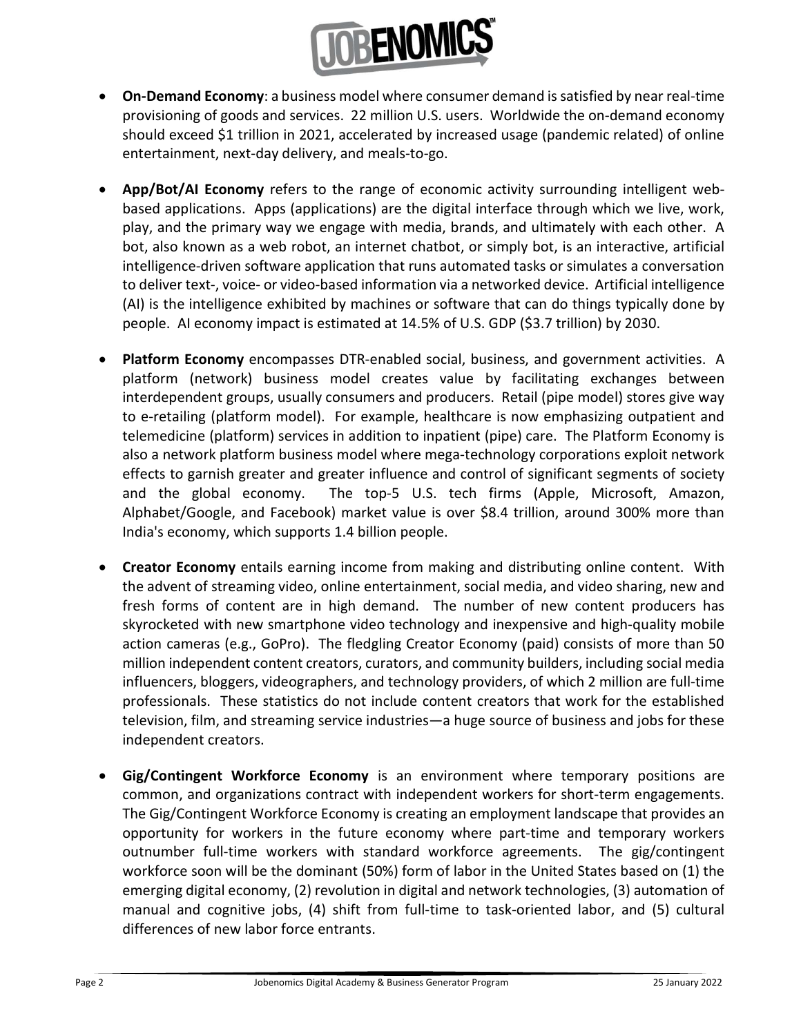- **On-Demand Economy**: a business model where consumer demand is satisfied by near real-time provisioning of goods and services. 22 million U.S. users. Worldwide the on-demand economy should exceed $1 trillion in 2021, accelerated by increased usage (pandemic related) of online entertainment, next-day delivery, and meals-to-go.

- **App/Bot/AI Economy** refers to the range of economic activity surrounding intelligent web-based applications. Apps (applications) are the digital interface through which we live, work, play, and the primary way we engage with media, brands, and ultimately with each other. A bot, also known as a web robot, an internet chatbot, or simply bot, is an interactive, artificial intelligence-driven software application that runs automated tasks or simulates a conversation to deliver text-, voice- or video-based information via a networked device. Artificial intelligence (AI) is the intelligence exhibited by machines or software that can do things typically done by people. AI economy impact is estimated at 14.5% of U.S. GDP ($3.7 trillion) by 2030.

- **Platform Economy** encompasses DTR-enabled social, business, and government activities. A platform (network) business model creates value by facilitating exchanges between interdependent groups, usually consumers and producers. Retail (pipe model) stores give way to e-retailing (platform model). For example, healthcare is now emphasizing outpatient and telemedicine (platform) services in addition to inpatient (pipe) care. The Platform Economy is also a network platform business model where mega-technology corporations exploit network effects to garnish greater and greater influence and control of significant segments of society and the global economy. The top-5 U.S. tech firms (Apple, Microsoft, Amazon, Alphabet/Google, and Facebook) market value is over $8.4 trillion, around 300% more than India's economy, which supports 1.4 billion people.

- **Creator Economy** entails earning income from making and distributing online content. With the advent of streaming video, online entertainment, social media, and video sharing, new and fresh forms of content are in high demand. The number of new content producers has skyrocketed with new smartphone video technology and inexpensive and high-quality mobile action cameras (e.g., GoPro). The fledgling Creator Economy (paid) consists of more than 50 million independent content creators, curators, and community builders, including social media influencers, bloggers, videographers, and technology providers, of which 2 million are full-time professionals. These statistics do not include content creators that work for the established television, film, and streaming service industries—a huge source of business and jobs for these independent creators.

- **Gig/Contingent Workforce Economy** is an environment where temporary positions are common, and organizations contract with independent workers for short-term engagements. The Gig/Contingent Workforce Economy is creating an employment landscape that provides an opportunity for workers in the future economy where part-time and temporary workers outnumber full-time workers with standard workforce agreements. The gig/contingent workforce soon will be the dominant (50%) form of labor in the United States based on (1) the emerging digital economy, (2) revolution in digital and network technologies, (3) automation of manual and cognitive jobs, (4) shift from full-time to task-oriented labor, and (5) cultural differences of new labor force entrants.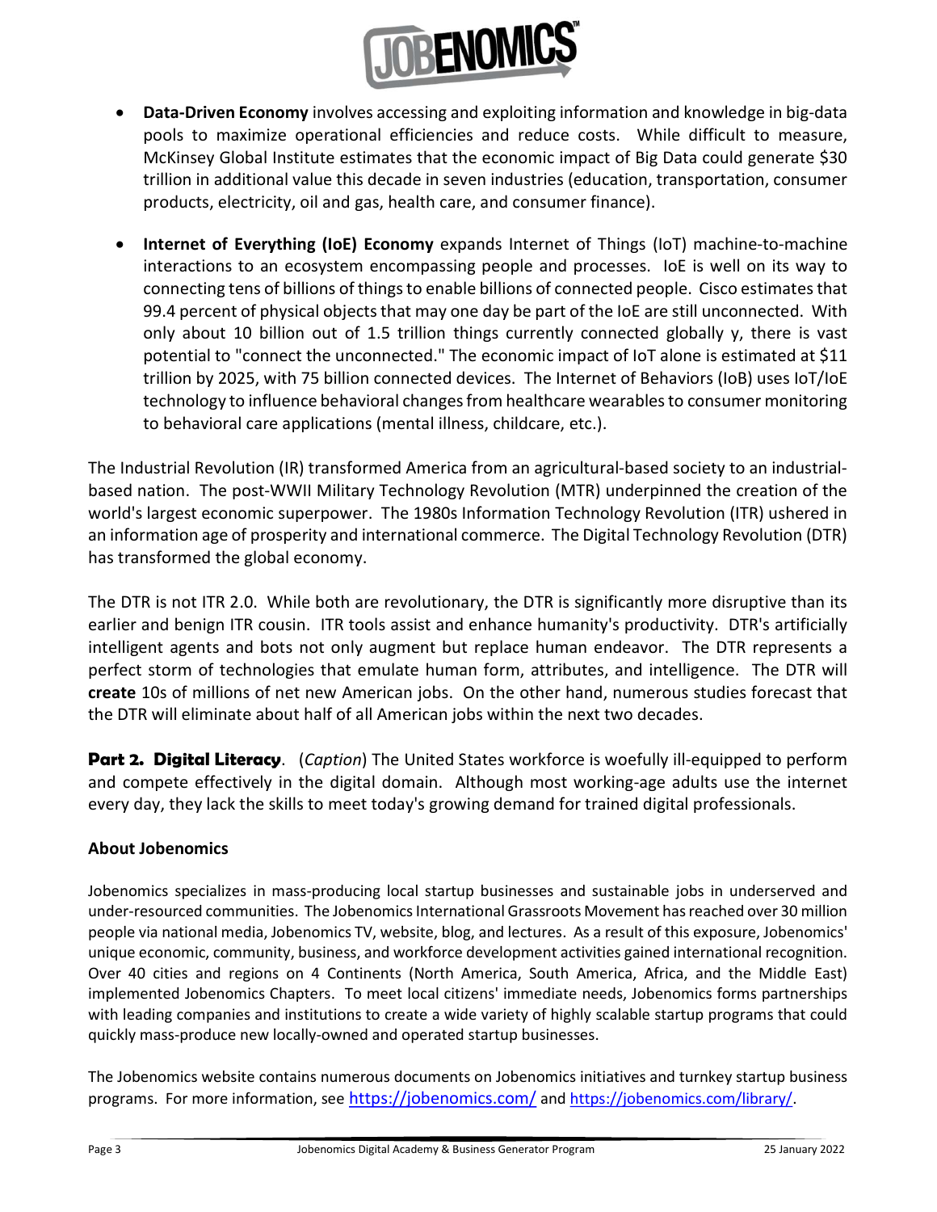- **Data-Driven Economy** involves accessing and exploiting information and knowledge in big-data pools to maximize operational efficiencies and reduce costs. While difficult to measure, McKinsey Global Institute estimates that the economic impact of Big Data could generate $30 trillion in additional value this decade in seven industries (education, transportation, consumer products, electricity, oil and gas, health care, and consumer finance).

- **Internet of Everything (IoE) Economy** expands Internet of Things (IoT) machine-to-machine interactions to an ecosystem encompassing people and processes. IoE is well on its way to connecting tens of billions of things to enable billions of connected people. Cisco estimates that 99.4 percent of physical objects that may one day be part of the IoE are still unconnected. With only about 10 billion out of 1.5 trillion things currently connected globally y, there is vast potential to "connect the unconnected." The economic impact of IoT alone is estimated at $11 trillion by 2025, with 75 billion connected devices. The Internet of Behaviors (IoB) uses IoT/IoE technology to influence behavioral changes from healthcare wearables to consumer monitoring to behavioral care applications (mental illness, childcare, etc.).

The Industrial Revolution (IR) transformed America from an agricultural-based society to an industrial-based nation. The post-WWII Military Technology Revolution (MTR) underpinned the creation of the world's largest economic superpower. The 1980s Information Technology Revolution (ITR) ushered in an information age of prosperity and international commerce. The Digital Technology Revolution (DTR) has transformed the global economy.

The DTR is not ITR 2.0. While both are revolutionary, the DTR is significantly more disruptive than its earlier and benign ITR cousin. ITR tools assist and enhance humanity's productivity. DTR's artificially intelligent agents and bots not only augment but replace human endeavor. The DTR represents a perfect storm of technologies that emulate human form, attributes, and intelligence. The DTR will **create** 10s of millions of net new American jobs. On the other hand, numerous studies forecast that the DTR will eliminate about half of all American jobs within the next two decades.

**Part 2. Digital Literacy**. (*Caption*) The United States workforce is woefully ill-equipped to perform and compete effectively in the digital domain. Although most working-age adults use the internet every day, they lack the skills to meet today's growing demand for trained digital professionals.

### About Jobenomics

Jobenomics specializes in mass-producing local startup businesses and sustainable jobs in underserved and under-resourced communities. The Jobenomics International Grassroots Movement has reached over 30 million people via national media, Jobenomics TV, website, blog, and lectures. As a result of this exposure, Jobenomics' unique economic, community, business, and workforce development activities gained international recognition. Over 40 cities and regions on 4 Continents (North America, South America, Africa, and the Middle East) implemented Jobenomics Chapters. To meet local citizens' immediate needs, Jobenomics forms partnerships with leading companies and institutions to create a wide variety of highly scalable startup programs that could quickly mass-produce new locally-owned and operated startup businesses.

The Jobenomics website contains numerous documents on Jobenomics initiatives and turnkey startup business programs. For more information, see https://jobenomics.com/ and https://jobenomics.com/library/.